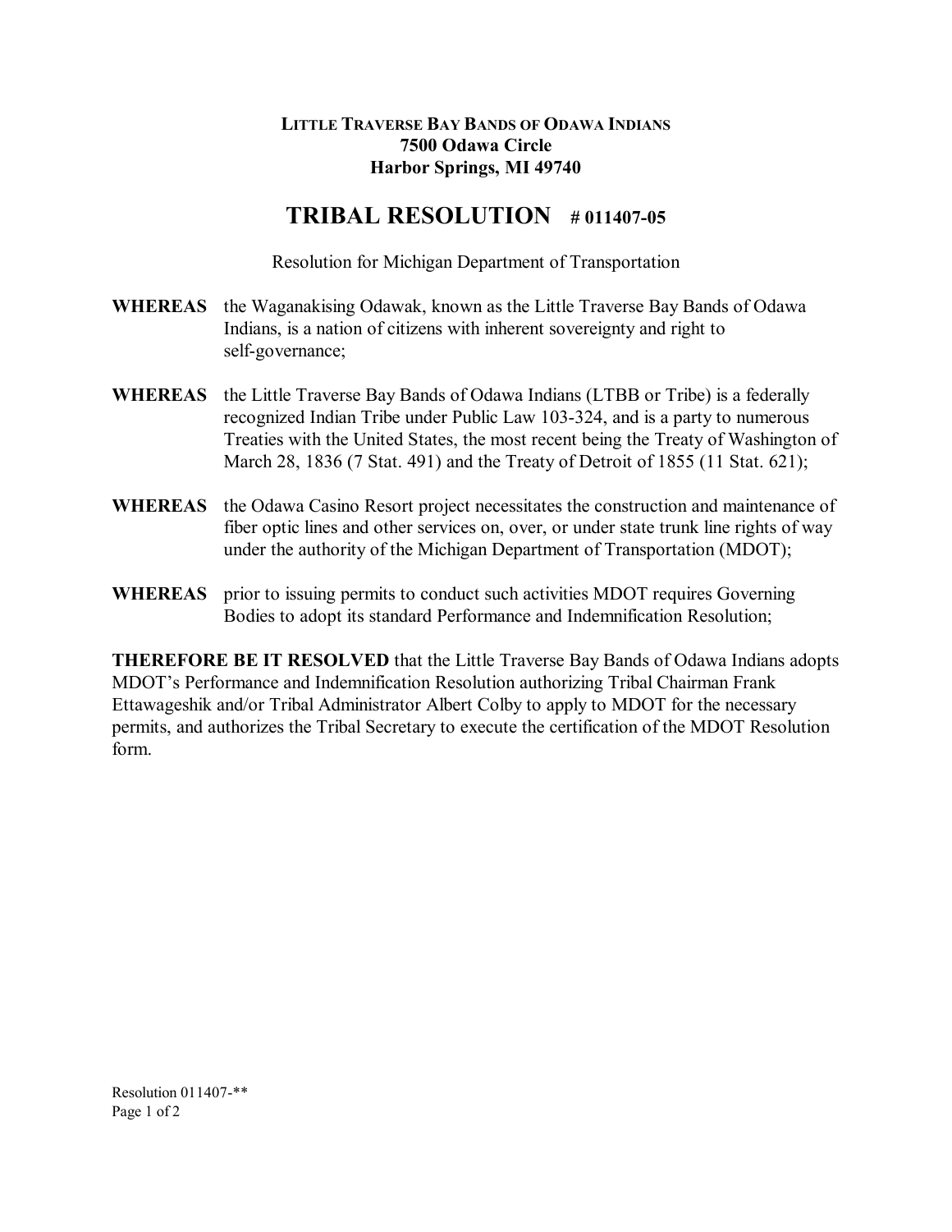**LITTLE TRAVERSE BAY BANDS OF ODAWA INDIANS**
**7500 Odawa Circle**
**Harbor Springs, MI 49740**

# TRIBAL RESOLUTION # 011407-05

Resolution for Michigan Department of Transportation

**WHEREAS** the Waganakising Odawak, known as the Little Traverse Bay Bands of Odawa Indians, is a nation of citizens with inherent sovereignty and right to self-governance;

**WHEREAS** the Little Traverse Bay Bands of Odawa Indians (LTBB or Tribe) is a federally recognized Indian Tribe under Public Law 103-324, and is a party to numerous Treaties with the United States, the most recent being the Treaty of Washington of March 28, 1836 (7 Stat. 491) and the Treaty of Detroit of 1855 (11 Stat. 621);

**WHEREAS** the Odawa Casino Resort project necessitates the construction and maintenance of fiber optic lines and other services on, over, or under state trunk line rights of way under the authority of the Michigan Department of Transportation (MDOT);

**WHEREAS** prior to issuing permits to conduct such activities MDOT requires Governing Bodies to adopt its standard Performance and Indemnification Resolution;

**THEREFORE BE IT RESOLVED** that the Little Traverse Bay Bands of Odawa Indians adopts MDOT's Performance and Indemnification Resolution authorizing Tribal Chairman Frank Ettawageshik and/or Tribal Administrator Albert Colby to apply to MDOT for the necessary permits, and authorizes the Tribal Secretary to execute the certification of the MDOT Resolution form.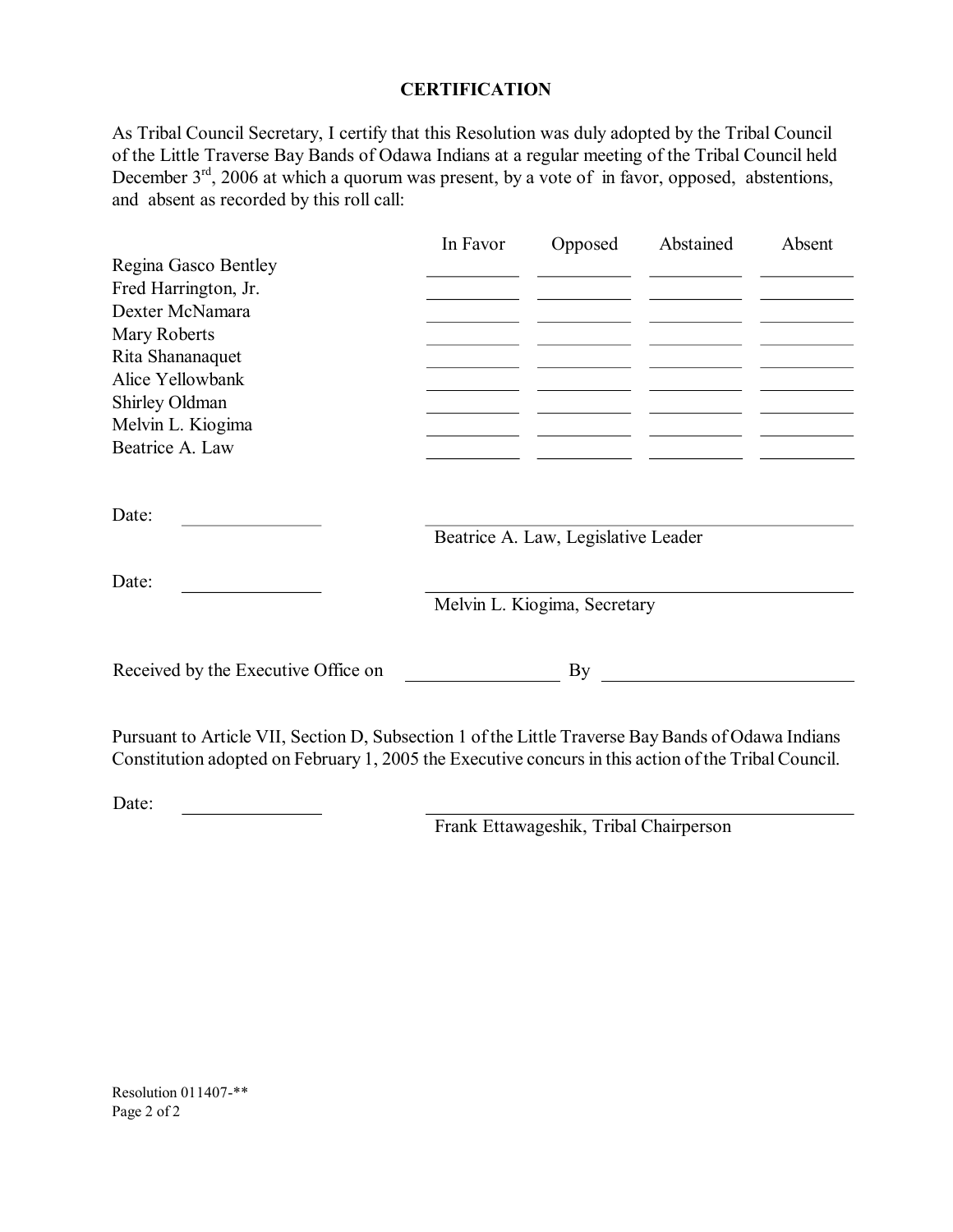**CERTIFICATION**

As Tribal Council Secretary, I certify that this Resolution was duly adopted by the Tribal Council of the Little Traverse Bay Bands of Odawa Indians at a regular meeting of the Tribal Council held December 3rd, 2006 at which a quorum was present, by a vote of in favor, opposed, abstentions, and absent as recorded by this roll call:

| | In Favor | Opposed | Abstained | Absent |
|---|---|---|---|---|
| Regina Gasco Bentley | | | | |
| Fred Harrington, Jr. | | | | |
| Dexter McNamara | | | | |
| Mary Roberts | | | | |
| Rita Shananaquet | | | | |
| Alice Yellowbank | | | | |
| Shirley Oldman | | | | |
| Melvin L. Kiogima | | | | |
| Beatrice A. Law | | | | |

Date: ______________

______________________________
Beatrice A. Law, Legislative Leader

Date: ______________

______________________________
Melvin L. Kiogima, Secretary

Received by the Executive Office on ______________ By ______________________

Pursuant to Article VII, Section D, Subsection 1 of the Little Traverse Bay Bands of Odawa Indians Constitution adopted on February 1, 2005 the Executive concurs in this action of the Tribal Council.

Date: ______________

______________________________
Frank Ettawageshik, Tribal Chairperson

Resolution 011407-**